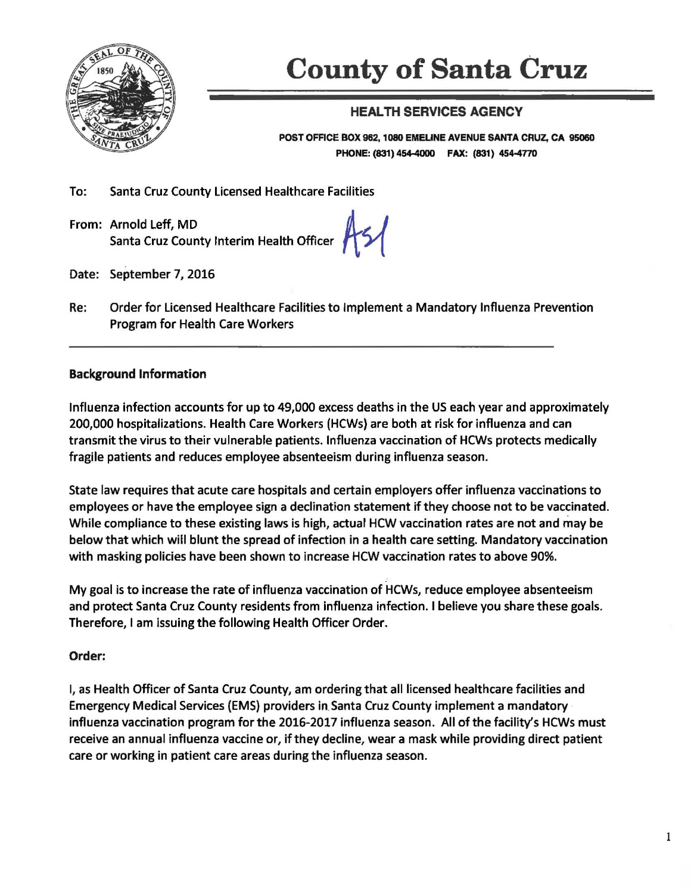# County of Santa Cruz

## HEALTH SERVICES AGENCY

**POST OFFICE BOX 962, 1080 EMELINE AVENUE SANTA CRUZ, CA 95060**
**PHONE: (831) 454-4000 FAX: (831) 454-4770**

To: Santa Cruz County Licensed Healthcare Facilities

From: Arnold Leff, MD
Santa Cruz County Interim Health Officer

Date: September 7, 2016

Re: Order for Licensed Healthcare Facilities to Implement a Mandatory Influenza Prevention Program for Health Care Workers

---

**Background Information**

Influenza infection accounts for up to 49,000 excess deaths in the US each year and approximately 200,000 hospitalizations. Health Care Workers (HCWs) are both at risk for influenza and can transmit the virus to their vulnerable patients. Influenza vaccination of HCWs protects medically fragile patients and reduces employee absenteeism during influenza season.

State law requires that acute care hospitals and certain employers offer influenza vaccinations to employees or have the employee sign a declination statement if they choose not to be vaccinated. While compliance to these existing laws is high, actual HCW vaccination rates are not and may be below that which will blunt the spread of infection in a health care setting. Mandatory vaccination with masking policies have been shown to increase HCW vaccination rates to above 90%.

My goal is to increase the rate of influenza vaccination of HCWs, reduce employee absenteeism and protect Santa Cruz County residents from influenza infection. I believe you share these goals. Therefore, I am issuing the following Health Officer Order.

**Order:**

I, as Health Officer of Santa Cruz County, am ordering that all licensed healthcare facilities and Emergency Medical Services (EMS) providers in Santa Cruz County implement a mandatory influenza vaccination program for the 2016-2017 influenza season. All of the facility's HCWs must receive an annual influenza vaccine or, if they decline, wear a mask while providing direct patient care or working in patient care areas during the influenza season.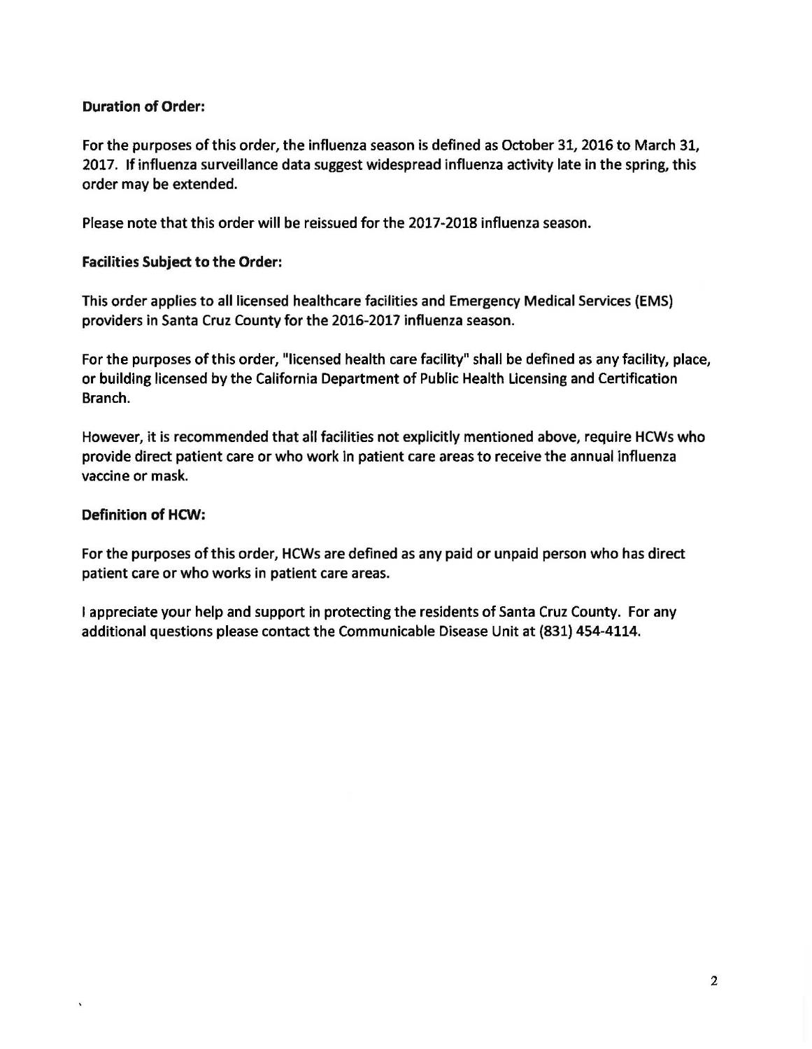**Duration of Order:**

For the purposes of this order, the influenza season is defined as October 31, 2016 to March 31, 2017. If influenza surveillance data suggest widespread influenza activity late in the spring, this order may be extended.

Please note that this order will be reissued for the 2017-2018 influenza season.

**Facilities Subject to the Order:**

This order applies to all licensed healthcare facilities and Emergency Medical Services (EMS) providers in Santa Cruz County for the 2016-2017 influenza season.

For the purposes of this order, "licensed health care facility" shall be defined as any facility, place, or building licensed by the California Department of Public Health Licensing and Certification Branch.

However, it is recommended that all facilities not explicitly mentioned above, require HCWs who provide direct patient care or who work in patient care areas to receive the annual influenza vaccine or mask.

**Definition of HCW:**

For the purposes of this order, HCWs are defined as any paid or unpaid person who has direct patient care or who works in patient care areas.

I appreciate your help and support in protecting the residents of Santa Cruz County. For any additional questions please contact the Communicable Disease Unit at (831) 454-4114.